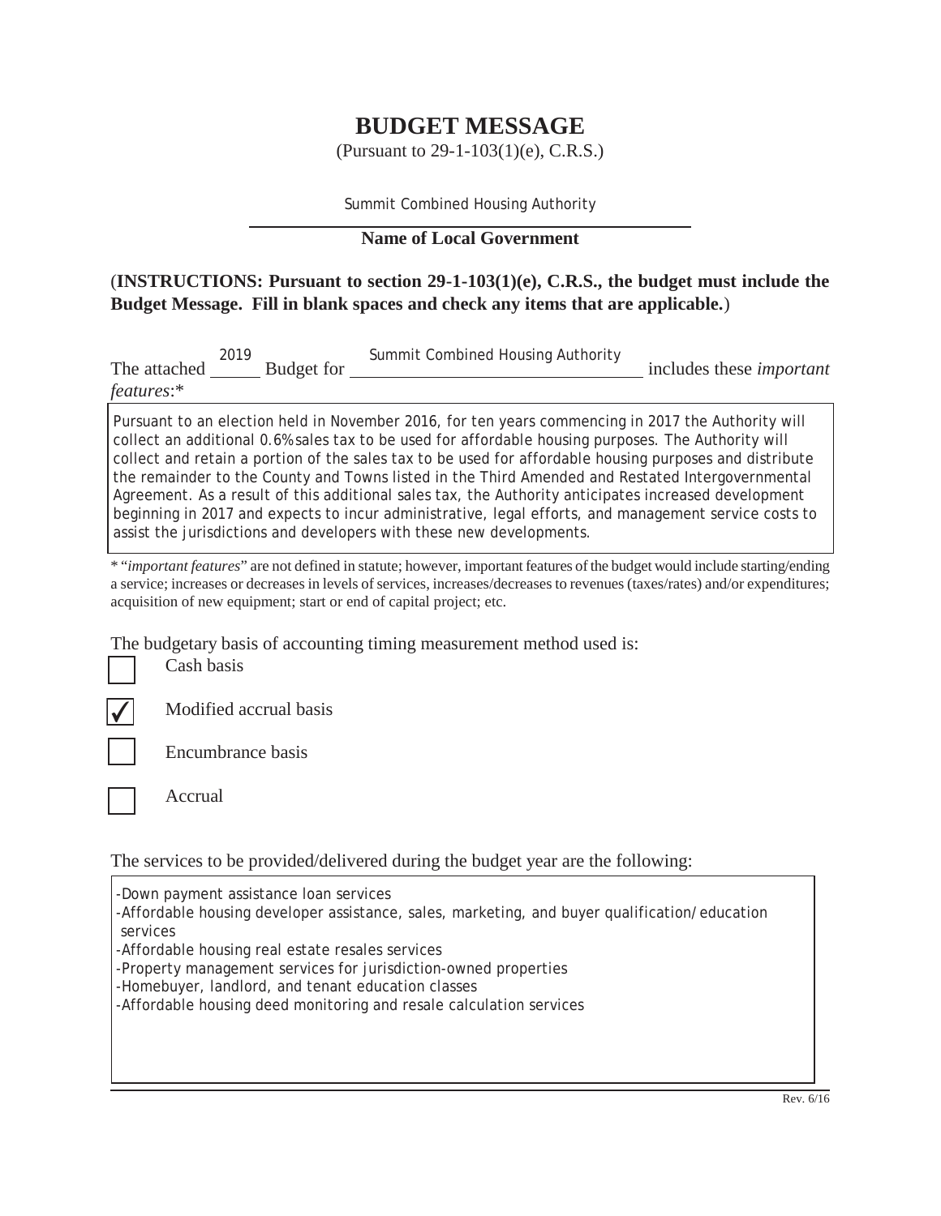# BUDGET MESSAGE

(Pursuant to 29-1-103(1)(e), C.R.S.)

Summit Combined Housing Authority

**Name of Local Government**

(**INSTRUCTIONS: Pursuant to section 29-1-103(1)(e), C.R.S., the budget must include the Budget Message. Fill in blank spaces and check any items that are applicable.**)

The attached 2019 Budget for Summit Combined Housing Authority includes these *important features*:*

Pursuant to an election held in November 2016, for ten years commencing in 2017 the Authority will collect an additional 0.6% sales tax to be used for affordable housing purposes. The Authority will collect and retain a portion of the sales tax to be used for affordable housing purposes and distribute the remainder to the County and Towns listed in the Third Amended and Restated Intergovernmental Agreement. As a result of this additional sales tax, the Authority anticipates increased development beginning in 2017 and expects to incur administrative, legal efforts, and management service costs to assist the jurisdictions and developers with these new developments.

* "*important features*" are not defined in statute; however, important features of the budget would include starting/ending a service; increases or decreases in levels of services, increases/decreases to revenues (taxes/rates) and/or expenditures; acquisition of new equipment; start or end of capital project; etc.

The budgetary basis of accounting timing measurement method used is:

- ☐ Cash basis
- ☑ Modified accrual basis
- ☐ Encumbrance basis
- ☐ Accrual

The services to be provided/delivered during the budget year are the following:

- Down payment assistance loan services
- Affordable housing developer assistance, sales, marketing, and buyer qualification/education services
- Affordable housing real estate resales services
- Property management services for jurisdiction-owned properties
- Homebuyer, landlord, and tenant education classes
- Affordable housing deed monitoring and resale calculation services

Rev. 6/16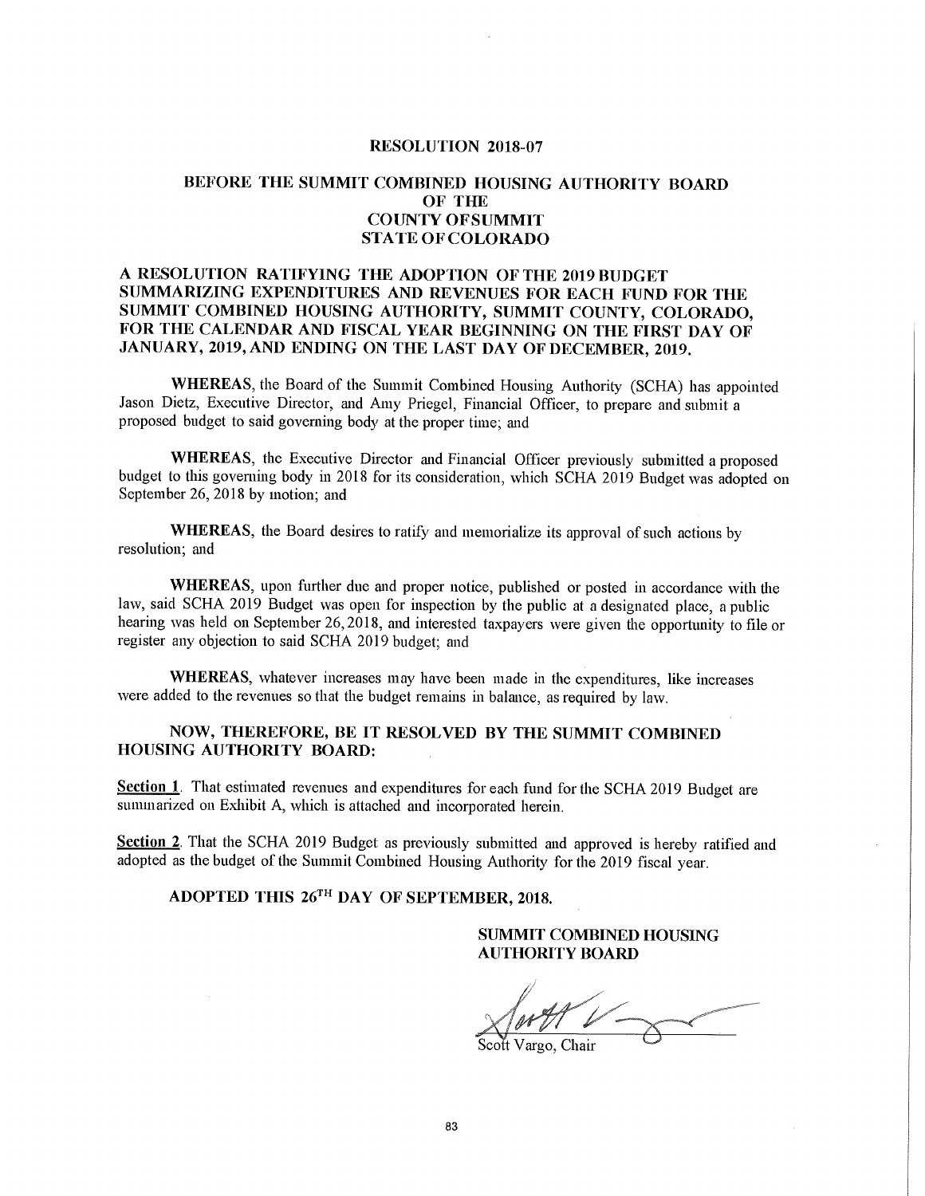# RESOLUTION 2018-07

## BEFORE THE SUMMIT COMBINED HOUSING AUTHORITY BOARD OF THE COUNTY OFSUMMIT STATE OF COLORADO

**A RESOLUTION RATIFYING THE ADOPTION OF THE 2019 BUDGET SUMMARIZING EXPENDITURES AND REVENUES FOR EACH FUND FOR THE SUMMIT COMBINED HOUSING AUTHORITY, SUMMIT COUNTY, COLORADO, FOR THE CALENDAR AND FISCAL YEAR BEGINNING ON THE FIRST DAY OF JANUARY, 2019, AND ENDING ON THE LAST DAY OF DECEMBER, 2019.**

**WHEREAS**, the Board of the Summit Combined Housing Authority (SCHA) has appointed Jason Dietz, Executive Director, and Amy Priegel, Financial Officer, to prepare and submit a proposed budget to said governing body at the proper time; and

**WHEREAS**, the Executive Director and Financial Officer previously submitted a proposed budget to this governing body in 2018 for its consideration, which SCHA 2019 Budget was adopted on September 26, 2018 by motion; and

**WHEREAS**, the Board desires to ratify and memorialize its approval of such actions by resolution; and

**WHEREAS**, upon further due and proper notice, published or posted in accordance with the law, said SCHA 2019 Budget was open for inspection by the public at a designated place, a public hearing was held on September 26, 2018, and interested taxpayers were given the opportunity to file or register any objection to said SCHA 2019 budget; and

**WHEREAS**, whatever increases may have been made in the expenditures, like increases were added to the revenues so that the budget remains in balance, as required by law.

**NOW, THEREFORE, BE IT RESOLVED BY THE SUMMIT COMBINED HOUSING AUTHORITY BOARD:**

**Section 1**. That estimated revenues and expenditures for each fund for the SCHA 2019 Budget are summarized on Exhibit A, which is attached and incorporated herein.

**Section 2**. That the SCHA 2019 Budget as previously submitted and approved is hereby ratified and adopted as the budget of the Summit Combined Housing Authority for the 2019 fiscal year.

**ADOPTED THIS 26TH DAY OF SEPTEMBER, 2018.**

**SUMMIT COMBINED HOUSING AUTHORITY BOARD**

Scott Vargo, Chair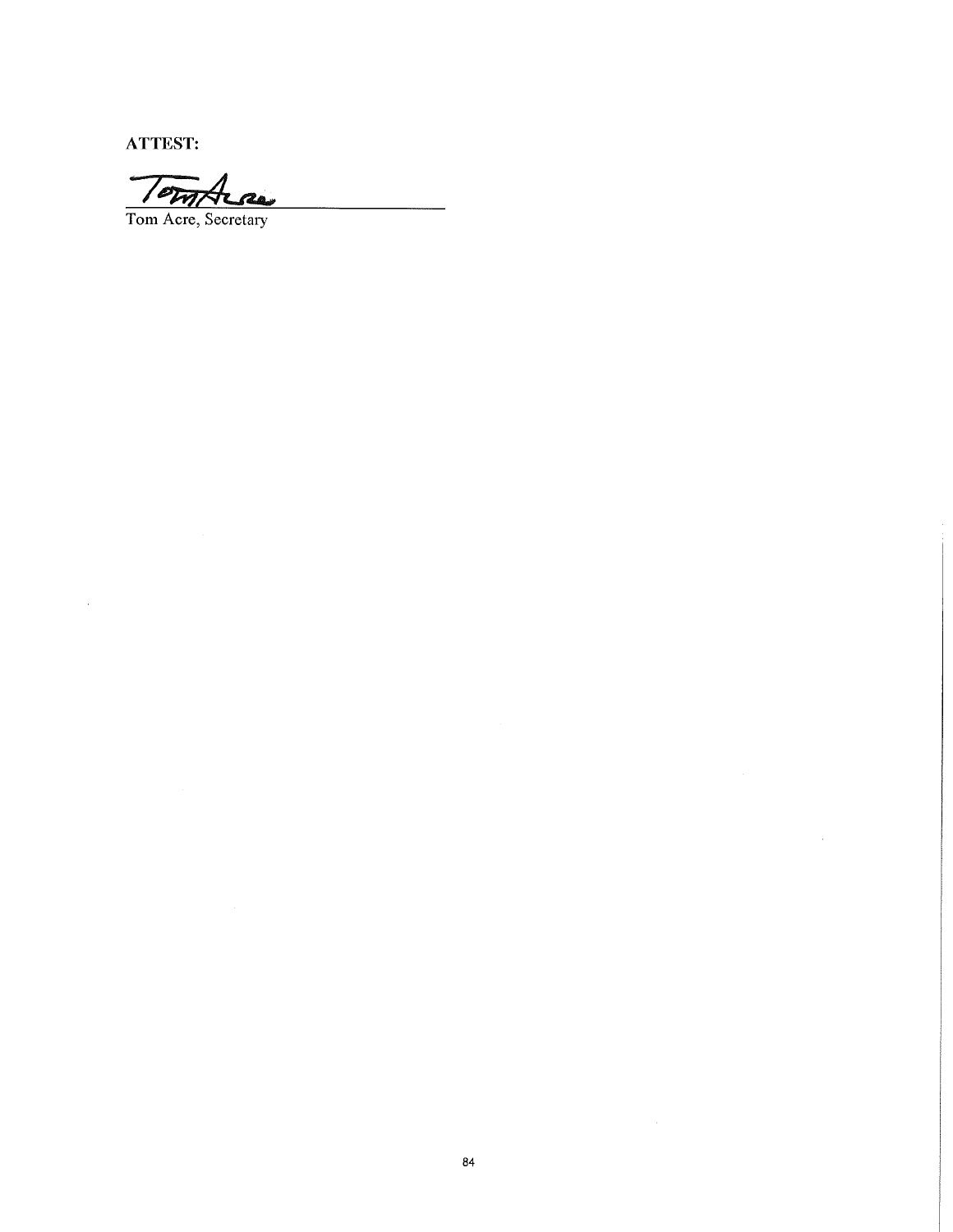**ATTEST:**

Tom Acre

Tom Acre, Secretary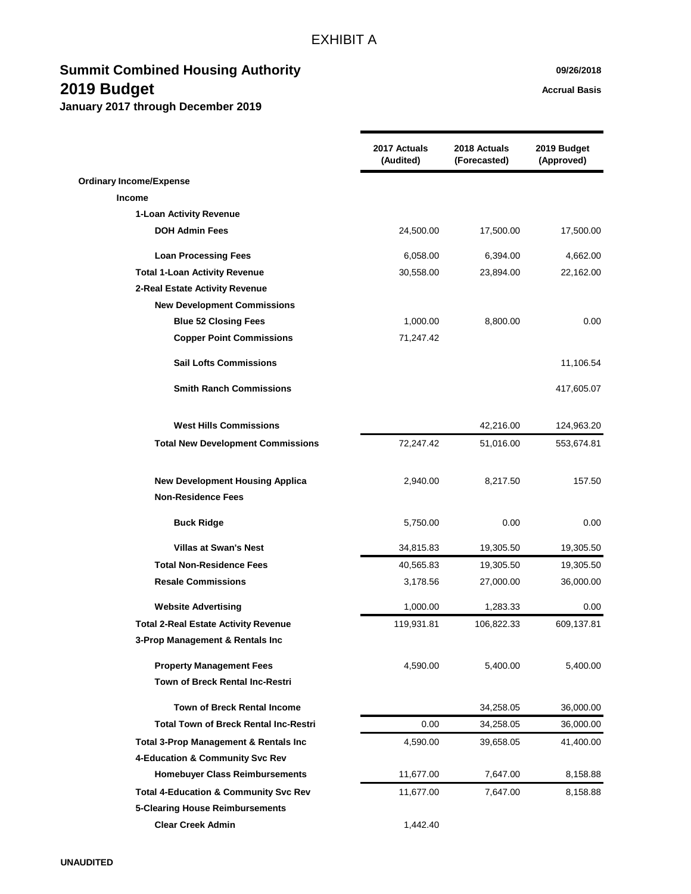EXHIBIT A

# Summit Combined Housing Authority
## 2019 Budget
### January 2017 through December 2019

09/26/2018

Accrual Basis

| | 2017 Actuals (Audited) | 2018 Actuals (Forecasted) | 2019 Budget (Approved) |
|---|---|---|---|
| **Ordinary Income/Expense** | | | |
| **Income** | | | |
| **1-Loan Activity Revenue** | | | |
| **DOH Admin Fees** | 24,500.00 | 17,500.00 | 17,500.00 |
| **Loan Processing Fees** | 6,058.00 | 6,394.00 | 4,662.00 |
| **Total 1-Loan Activity Revenue** | 30,558.00 | 23,894.00 | 22,162.00 |
| **2-Real Estate Activity Revenue** | | | |
| **New Development Commissions** | | | |
| **Blue 52 Closing Fees** | 1,000.00 | 8,800.00 | 0.00 |
| **Copper Point Commissions** | 71,247.42 | | |
| **Sail Lofts Commissions** | | | 11,106.54 |
| **Smith Ranch Commissions** | | | 417,605.07 |
| **West Hills Commissions** | | 42,216.00 | 124,963.20 |
| **Total New Development Commissions** | 72,247.42 | 51,016.00 | 553,674.81 |
| **New Development Housing Applica** | 2,940.00 | 8,217.50 | 157.50 |
| **Non-Residence Fees** | | | |
| **Buck Ridge** | 5,750.00 | 0.00 | 0.00 |
| **Villas at Swan's Nest** | 34,815.83 | 19,305.50 | 19,305.50 |
| **Total Non-Residence Fees** | 40,565.83 | 19,305.50 | 19,305.50 |
| **Resale Commissions** | 3,178.56 | 27,000.00 | 36,000.00 |
| **Website Advertising** | 1,000.00 | 1,283.33 | 0.00 |
| **Total 2-Real Estate Activity Revenue** | 119,931.81 | 106,822.33 | 609,137.81 |
| **3-Prop Management & Rentals Inc** | | | |
| **Property Management Fees** | 4,590.00 | 5,400.00 | 5,400.00 |
| **Town of Breck Rental Inc-Restri** | | | |
| **Town of Breck Rental Income** | | 34,258.05 | 36,000.00 |
| **Total Town of Breck Rental Inc-Restri** | 0.00 | 34,258.05 | 36,000.00 |
| **Total 3-Prop Management & Rentals Inc** | 4,590.00 | 39,658.05 | 41,400.00 |
| **4-Education & Community Svc Rev** | | | |
| **Homebuyer Class Reimbursements** | 11,677.00 | 7,647.00 | 8,158.88 |
| **Total 4-Education & Community Svc Rev** | 11,677.00 | 7,647.00 | 8,158.88 |
| **5-Clearing House Reimbursements** | | | |
| **Clear Creek Admin** | 1,442.40 | | |

**UNAUDITED**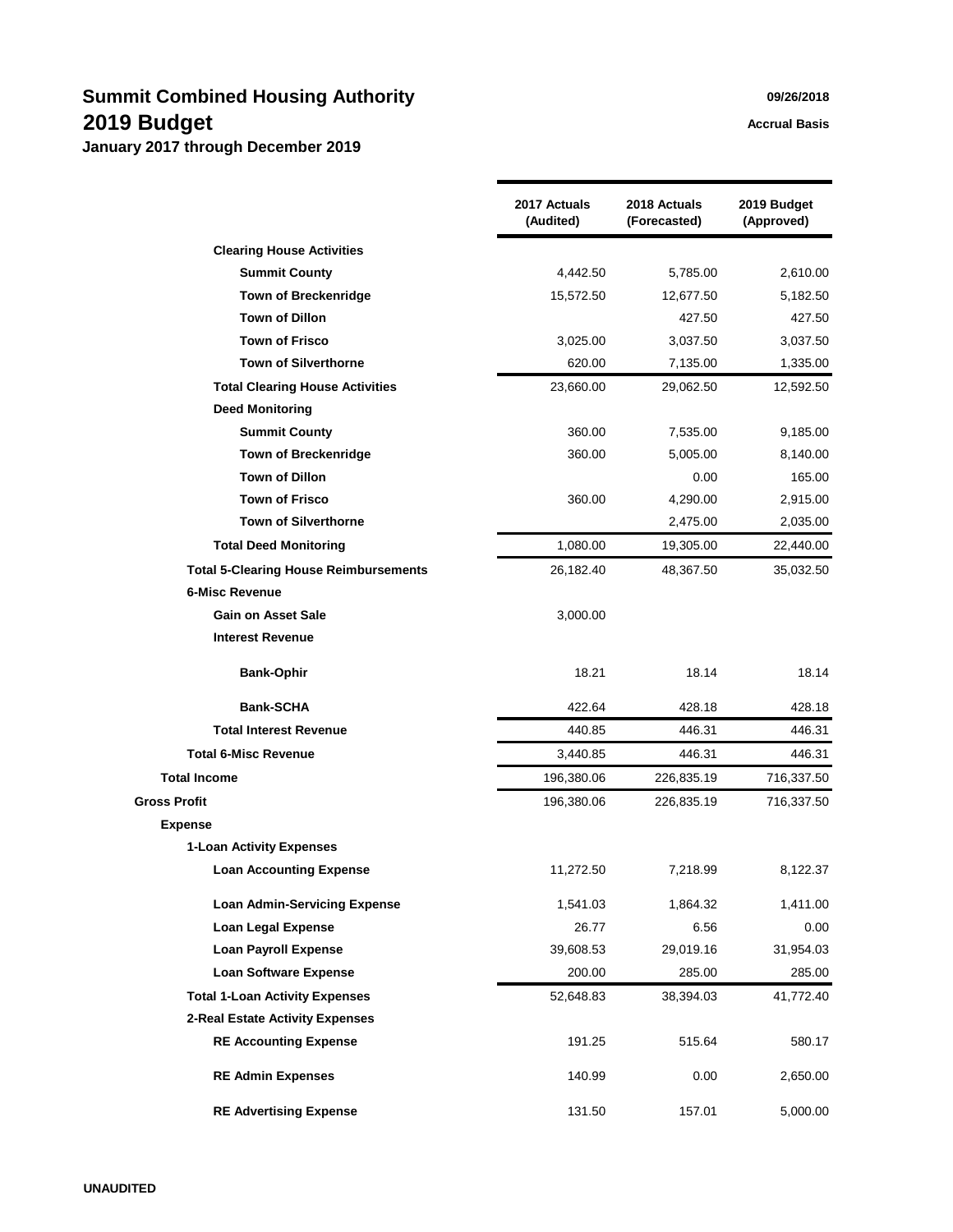# Summit Combined Housing Authority

## 2019 Budget

### January 2017 through December 2019

09/26/2018

Accrual Basis

| | 2017 Actuals (Audited) | 2018 Actuals (Forecasted) | 2019 Budget (Approved) |
|---|---|---|---|
| **Clearing House Activities** | | | |
| **Summit County** | 4,442.50 | 5,785.00 | 2,610.00 |
| **Town of Breckenridge** | 15,572.50 | 12,677.50 | 5,182.50 |
| **Town of Dillon** | | 427.50 | 427.50 |
| **Town of Frisco** | 3,025.00 | 3,037.50 | 3,037.50 |
| **Town of Silverthorne** | 620.00 | 7,135.00 | 1,335.00 |
| **Total Clearing House Activities** | 23,660.00 | 29,062.50 | 12,592.50 |
| **Deed Monitoring** | | | |
| **Summit County** | 360.00 | 7,535.00 | 9,185.00 |
| **Town of Breckenridge** | 360.00 | 5,005.00 | 8,140.00 |
| **Town of Dillon** | | 0.00 | 165.00 |
| **Town of Frisco** | 360.00 | 4,290.00 | 2,915.00 |
| **Town of Silverthorne** | | 2,475.00 | 2,035.00 |
| **Total Deed Monitoring** | 1,080.00 | 19,305.00 | 22,440.00 |
| **Total 5-Clearing House Reimbursements** | 26,182.40 | 48,367.50 | 35,032.50 |
| **6-Misc Revenue** | | | |
| **Gain on Asset Sale** | 3,000.00 | | |
| **Interest Revenue** | | | |
| **Bank-Ophir** | 18.21 | 18.14 | 18.14 |
| **Bank-SCHA** | 422.64 | 428.18 | 428.18 |
| **Total Interest Revenue** | 440.85 | 446.31 | 446.31 |
| **Total 6-Misc Revenue** | 3,440.85 | 446.31 | 446.31 |
| **Total Income** | 196,380.06 | 226,835.19 | 716,337.50 |
| **Gross Profit** | 196,380.06 | 226,835.19 | 716,337.50 |
| **Expense** | | | |
| **1-Loan Activity Expenses** | | | |
| **Loan Accounting Expense** | 11,272.50 | 7,218.99 | 8,122.37 |
| **Loan Admin-Servicing Expense** | 1,541.03 | 1,864.32 | 1,411.00 |
| **Loan Legal Expense** | 26.77 | 6.56 | 0.00 |
| **Loan Payroll Expense** | 39,608.53 | 29,019.16 | 31,954.03 |
| **Loan Software Expense** | 200.00 | 285.00 | 285.00 |
| **Total 1-Loan Activity Expenses** | 52,648.83 | 38,394.03 | 41,772.40 |
| **2-Real Estate Activity Expenses** | | | |
| **RE Accounting Expense** | 191.25 | 515.64 | 580.17 |
| **RE Admin Expenses** | 140.99 | 0.00 | 2,650.00 |
| **RE Advertising Expense** | 131.50 | 157.01 | 5,000.00 |

UNAUDITED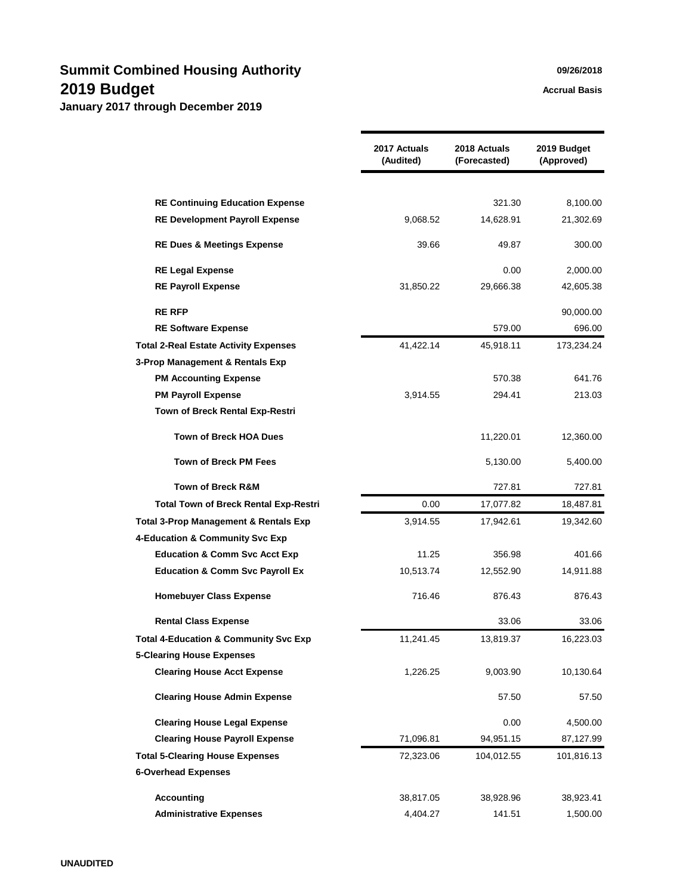# Summit Combined Housing Authority

## 2019 Budget

**January 2017 through December 2019**

09/26/2018

Accrual Basis

| | 2017 Actuals (Audited) | 2018 Actuals (Forecasted) | 2019 Budget (Approved) |
|---|---|---|---|
| RE Continuing Education Expense | | 321.30 | 8,100.00 |
| RE Development Payroll Expense | 9,068.52 | 14,628.91 | 21,302.69 |
| RE Dues & Meetings Expense | 39.66 | 49.87 | 300.00 |
| RE Legal Expense | | 0.00 | 2,000.00 |
| RE Payroll Expense | 31,850.22 | 29,666.38 | 42,605.38 |
| RE RFP | | | 90,000.00 |
| RE Software Expense | | 579.00 | 696.00 |
| **Total 2-Real Estate Activity Expenses** | 41,422.14 | 45,918.11 | 173,234.24 |
| **3-Prop Management & Rentals Exp** | | | |
| PM Accounting Expense | | 570.38 | 641.76 |
| PM Payroll Expense | 3,914.55 | 294.41 | 213.03 |
| Town of Breck Rental Exp-Restri | | | |
| Town of Breck HOA Dues | | 11,220.01 | 12,360.00 |
| Town of Breck PM Fees | | 5,130.00 | 5,400.00 |
| Town of Breck R&M | | 727.81 | 727.81 |
| Total Town of Breck Rental Exp-Restri | 0.00 | 17,077.82 | 18,487.81 |
| **Total 3-Prop Management & Rentals Exp** | 3,914.55 | 17,942.61 | 19,342.60 |
| **4-Education & Community Svc Exp** | | | |
| Education & Comm Svc Acct Exp | 11.25 | 356.98 | 401.66 |
| Education & Comm Svc Payroll Ex | 10,513.74 | 12,552.90 | 14,911.88 |
| Homebuyer Class Expense | 716.46 | 876.43 | 876.43 |
| Rental Class Expense | | 33.06 | 33.06 |
| **Total 4-Education & Community Svc Exp** | 11,241.45 | 13,819.37 | 16,223.03 |
| **5-Clearing House Expenses** | | | |
| Clearing House Acct Expense | 1,226.25 | 9,003.90 | 10,130.64 |
| Clearing House Admin Expense | | 57.50 | 57.50 |
| Clearing House Legal Expense | | 0.00 | 4,500.00 |
| Clearing House Payroll Expense | 71,096.81 | 94,951.15 | 87,127.99 |
| **Total 5-Clearing House Expenses** | 72,323.06 | 104,012.55 | 101,816.13 |
| **6-Overhead Expenses** | | | |
| Accounting | 38,817.05 | 38,928.96 | 38,923.41 |
| Administrative Expenses | 4,404.27 | 141.51 | 1,500.00 |

UNAUDITED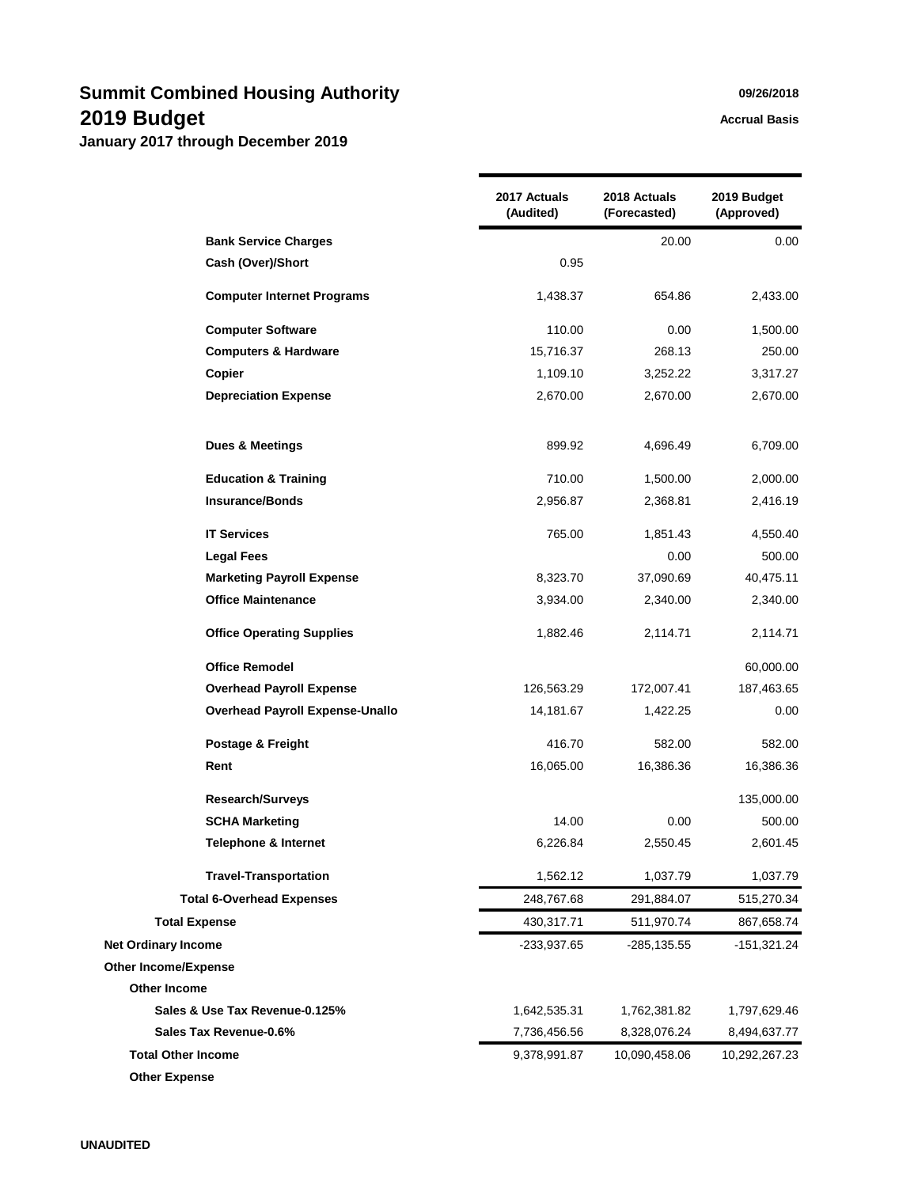# Summit Combined Housing Authority

## 2019 Budget

**January 2017 through December 2019**

09/26/2018

Accrual Basis

| | 2017 Actuals (Audited) | 2018 Actuals (Forecasted) | 2019 Budget (Approved) |
|---|---|---|---|
| **Bank Service Charges** | | 20.00 | 0.00 |
| **Cash (Over)/Short** | 0.95 | | |
| **Computer Internet Programs** | 1,438.37 | 654.86 | 2,433.00 |
| **Computer Software** | 110.00 | 0.00 | 1,500.00 |
| **Computers & Hardware** | 15,716.37 | 268.13 | 250.00 |
| **Copier** | 1,109.10 | 3,252.22 | 3,317.27 |
| **Depreciation Expense** | 2,670.00 | 2,670.00 | 2,670.00 |
| **Dues & Meetings** | 899.92 | 4,696.49 | 6,709.00 |
| **Education & Training** | 710.00 | 1,500.00 | 2,000.00 |
| **Insurance/Bonds** | 2,956.87 | 2,368.81 | 2,416.19 |
| **IT Services** | 765.00 | 1,851.43 | 4,550.40 |
| **Legal Fees** | | 0.00 | 500.00 |
| **Marketing Payroll Expense** | 8,323.70 | 37,090.69 | 40,475.11 |
| **Office Maintenance** | 3,934.00 | 2,340.00 | 2,340.00 |
| **Office Operating Supplies** | 1,882.46 | 2,114.71 | 2,114.71 |
| **Office Remodel** | | | 60,000.00 |
| **Overhead Payroll Expense** | 126,563.29 | 172,007.41 | 187,463.65 |
| **Overhead Payroll Expense-Unallo** | 14,181.67 | 1,422.25 | 0.00 |
| **Postage & Freight** | 416.70 | 582.00 | 582.00 |
| **Rent** | 16,065.00 | 16,386.36 | 16,386.36 |
| **Research/Surveys** | | | 135,000.00 |
| **SCHA Marketing** | 14.00 | 0.00 | 500.00 |
| **Telephone & Internet** | 6,226.84 | 2,550.45 | 2,601.45 |
| **Travel-Transportation** | 1,562.12 | 1,037.79 | 1,037.79 |
| **Total 6-Overhead Expenses** | 248,767.68 | 291,884.07 | 515,270.34 |
| **Total Expense** | 430,317.71 | 511,970.74 | 867,658.74 |
| **Net Ordinary Income** | -233,937.65 | -285,135.55 | -151,321.24 |
| **Other Income/Expense** | | | |
| **Other Income** | | | |
| **Sales & Use Tax Revenue-0.125%** | 1,642,535.31 | 1,762,381.82 | 1,797,629.46 |
| **Sales Tax Revenue-0.6%** | 7,736,456.56 | 8,328,076.24 | 8,494,637.77 |
| **Total Other Income** | 9,378,991.87 | 10,090,458.06 | 10,292,267.23 |
| **Other Expense** | | | |

UNAUDITED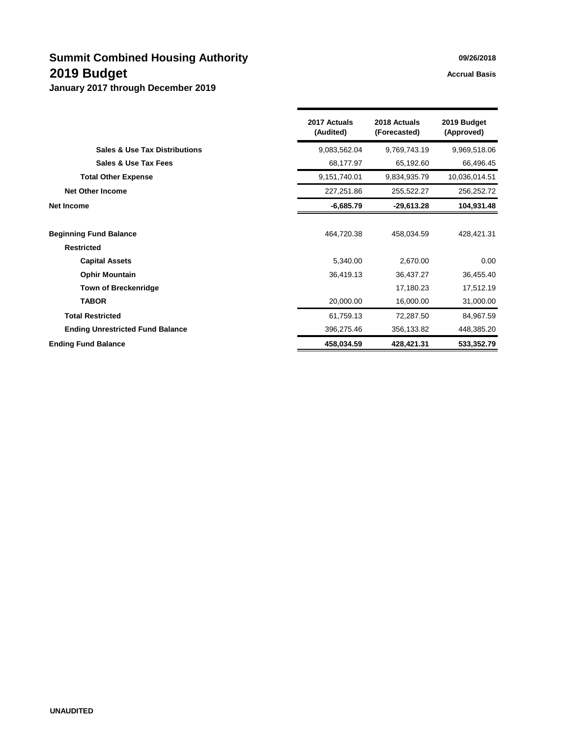# Summit Combined Housing Authority

09/26/2018

## 2019 Budget

Accrual Basis

**January 2017 through December 2019**

| | 2017 Actuals (Audited) | 2018 Actuals (Forecasted) | 2019 Budget (Approved) |
|---|---|---|---|
| **Sales & Use Tax Distributions** | 9,083,562.04 | 9,769,743.19 | 9,969,518.06 |
| **Sales & Use Tax Fees** | 68,177.97 | 65,192.60 | 66,496.45 |
| **Total Other Expense** | 9,151,740.01 | 9,834,935.79 | 10,036,014.51 |
| **Net Other Income** | 227,251.86 | 255,522.27 | 256,252.72 |
| **Net Income** | **-6,685.79** | **-29,613.28** | **104,931.48** |
| | | | |
| **Beginning Fund Balance** | 464,720.38 | 458,034.59 | 428,421.31 |
| **Restricted** | | | |
| **Capital Assets** | 5,340.00 | 2,670.00 | 0.00 |
| **Ophir Mountain** | 36,419.13 | 36,437.27 | 36,455.40 |
| **Town of Breckenridge** | | 17,180.23 | 17,512.19 |
| **TABOR** | 20,000.00 | 16,000.00 | 31,000.00 |
| **Total Restricted** | 61,759.13 | 72,287.50 | 84,967.59 |
| **Ending Unrestricted Fund Balance** | 396,275.46 | 356,133.82 | 448,385.20 |
| **Ending Fund Balance** | **458,034.59** | **428,421.31** | **533,352.79** |

**UNAUDITED**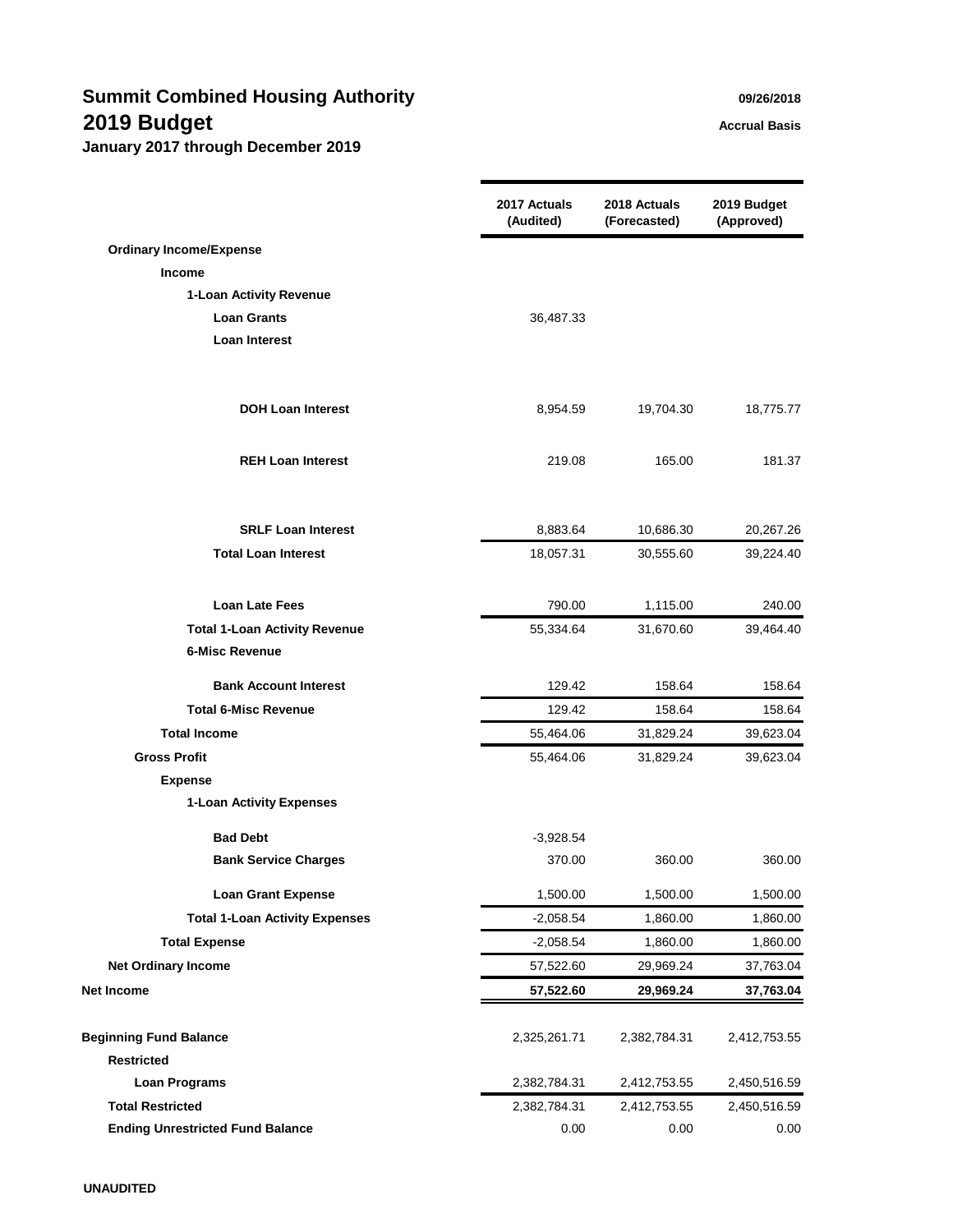# Summit Combined Housing Authority
## 2019 Budget
### January 2017 through December 2019

09/26/2018

Accrual Basis

| | 2017 Actuals (Audited) | 2018 Actuals (Forecasted) | 2019 Budget (Approved) |
|---|---|---|---|
| **Ordinary Income/Expense** | | | |
| **Income** | | | |
| **1-Loan Activity Revenue** | | | |
| **Loan Grants** | 36,487.33 | | |
| **Loan Interest** | | | |
| **DOH Loan Interest** | 8,954.59 | 19,704.30 | 18,775.77 |
| **REH Loan Interest** | 219.08 | 165.00 | 181.37 |
| **SRLF Loan Interest** | 8,883.64 | 10,686.30 | 20,267.26 |
| **Total Loan Interest** | 18,057.31 | 30,555.60 | 39,224.40 |
| **Loan Late Fees** | 790.00 | 1,115.00 | 240.00 |
| **Total 1-Loan Activity Revenue** | 55,334.64 | 31,670.60 | 39,464.40 |
| **6-Misc Revenue** | | | |
| **Bank Account Interest** | 129.42 | 158.64 | 158.64 |
| **Total 6-Misc Revenue** | 129.42 | 158.64 | 158.64 |
| **Total Income** | 55,464.06 | 31,829.24 | 39,623.04 |
| **Gross Profit** | 55,464.06 | 31,829.24 | 39,623.04 |
| **Expense** | | | |
| **1-Loan Activity Expenses** | | | |
| **Bad Debt** | -3,928.54 | | |
| **Bank Service Charges** | 370.00 | 360.00 | 360.00 |
| **Loan Grant Expense** | 1,500.00 | 1,500.00 | 1,500.00 |
| **Total 1-Loan Activity Expenses** | -2,058.54 | 1,860.00 | 1,860.00 |
| **Total Expense** | -2,058.54 | 1,860.00 | 1,860.00 |
| **Net Ordinary Income** | 57,522.60 | 29,969.24 | 37,763.04 |
| **Net Income** | **57,522.60** | **29,969.24** | **37,763.04** |
| **Beginning Fund Balance** | 2,325,261.71 | 2,382,784.31 | 2,412,753.55 |
| **Restricted** | | | |
| **Loan Programs** | 2,382,784.31 | 2,412,753.55 | 2,450,516.59 |
| **Total Restricted** | 2,382,784.31 | 2,412,753.55 | 2,450,516.59 |
| **Ending Unrestricted Fund Balance** | 0.00 | 0.00 | 0.00 |

**UNAUDITED**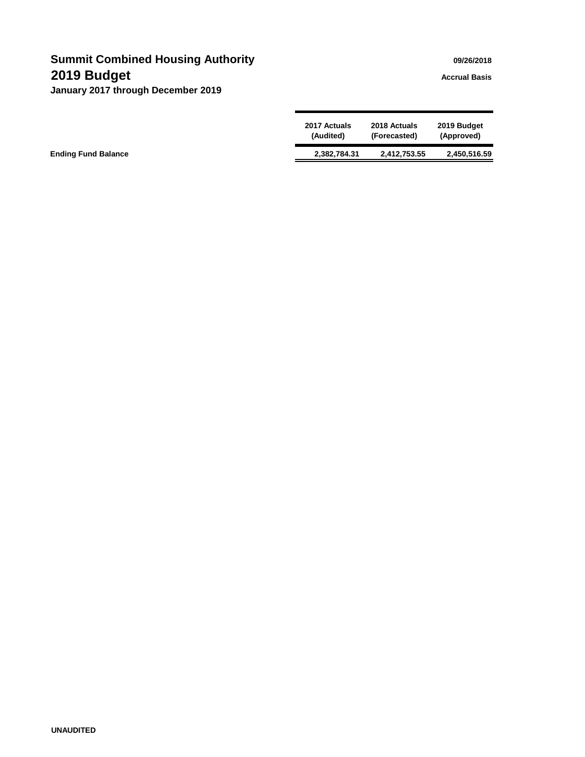# Summit Combined Housing Authority

09/26/2018

## 2019 Budget

Accrual Basis

**January 2017 through December 2019**

| | 2017 Actuals (Audited) | 2018 Actuals (Forecasted) | 2019 Budget (Approved) |
|---|---|---|---|
| **Ending Fund Balance** | **2,382,784.31** | **2,412,753.55** | **2,450,516.59** |

**UNAUDITED**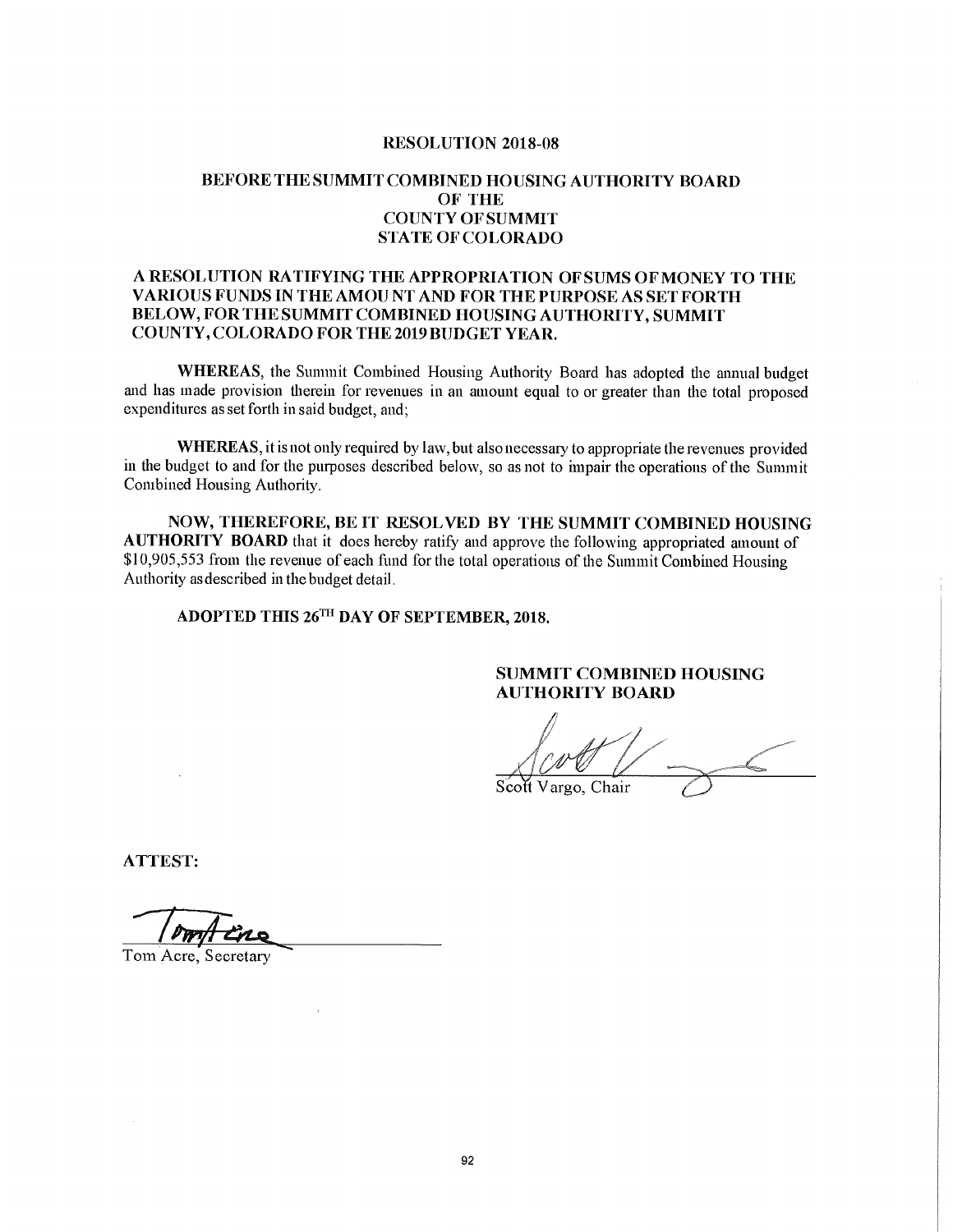# RESOLUTION 2018-08

## BEFORE THE SUMMIT COMBINED HOUSING AUTHORITY BOARD OF THE COUNTY OF SUMMIT STATE OF COLORADO

**A RESOLUTION RATIFYING THE APPROPRIATION OF SUMS OF MONEY TO THE VARIOUS FUNDS IN THE AMOUNT AND FOR THE PURPOSE AS SET FORTH BELOW, FOR THE SUMMIT COMBINED HOUSING AUTHORITY, SUMMIT COUNTY, COLORADO FOR THE 2019 BUDGET YEAR.**

**WHEREAS**, the Summit Combined Housing Authority Board has adopted the annual budget and has made provision therein for revenues in an amount equal to or greater than the total proposed expenditures as set forth in said budget, and;

**WHEREAS**, it is not only required by law, but also necessary to appropriate the revenues provided in the budget to and for the purposes described below, so as not to impair the operations of the Summit Combined Housing Authority.

**NOW, THEREFORE, BE IT RESOLVED BY THE SUMMIT COMBINED HOUSING AUTHORITY BOARD** that it does hereby ratify and approve the following appropriated amount of $10,905,553 from the revenue of each fund for the total operations of the Summit Combined Housing Authority as described in the budget detail.

**ADOPTED THIS 26TH DAY OF SEPTEMBER, 2018.**

**SUMMIT COMBINED HOUSING AUTHORITY BOARD**

Scott Vargo, Chair

**ATTEST:**

Tom Acre, Secretary